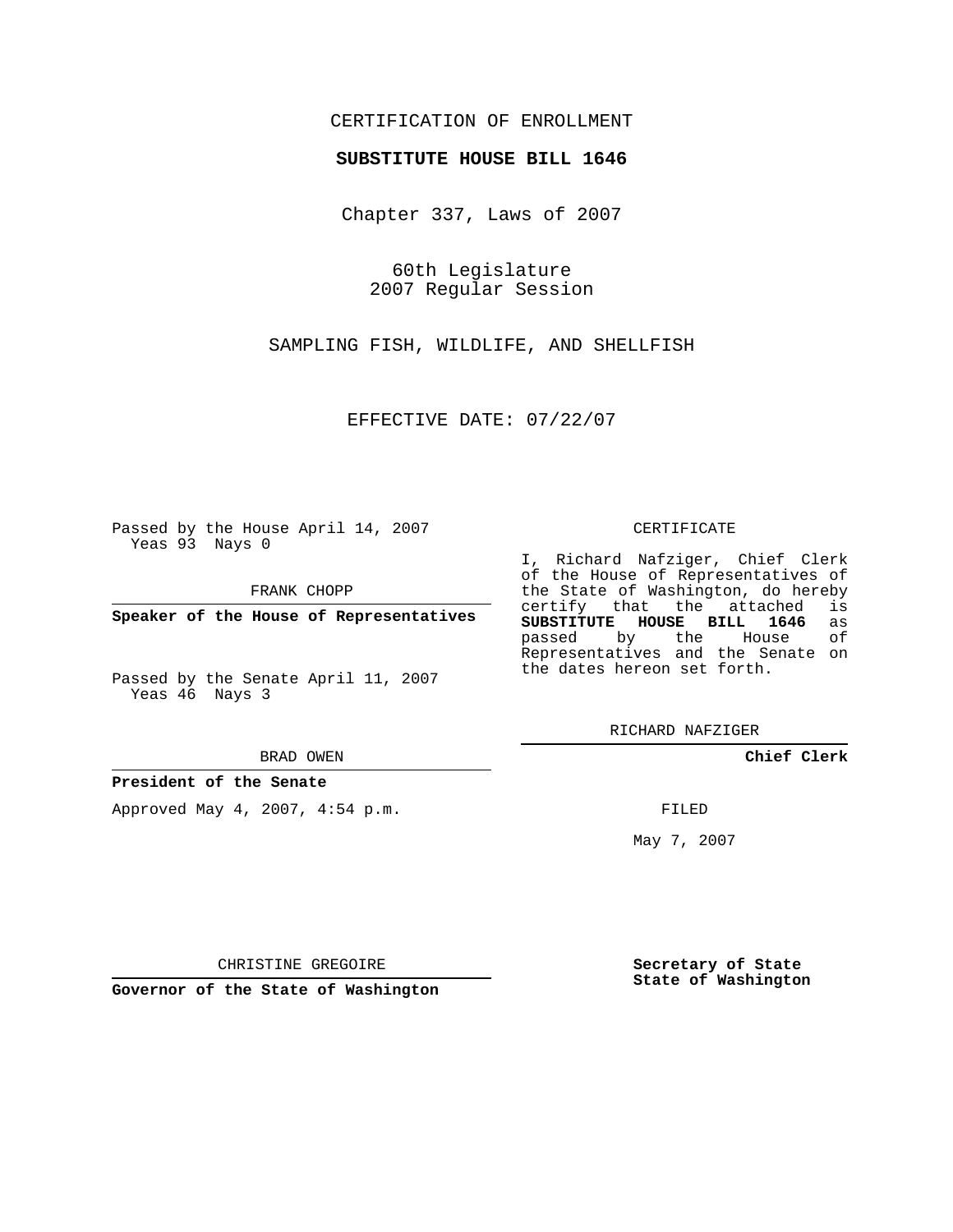CERTIFICATION OF ENROLLMENT

**SUBSTITUTE HOUSE BILL 1646**

Chapter 337, Laws of 2007

60th Legislature
2007 Regular Session

SAMPLING FISH, WILDLIFE, AND SHELLFISH

EFFECTIVE DATE: 07/22/07

Passed by the House April 14, 2007
Yeas 93 Nays 0

FRANK CHOPP

**Speaker of the House of Representatives**

Passed by the Senate April 11, 2007
Yeas 46 Nays 3

BRAD OWEN

**President of the Senate**

Approved May 4, 2007, 4:54 p.m.

CHRISTINE GREGOIRE

**Governor of the State of Washington**

CERTIFICATE

I, Richard Nafziger, Chief Clerk of the House of Representatives of the State of Washington, do hereby certify that the attached is **SUBSTITUTE HOUSE BILL 1646** as passed by the House of Representatives and the Senate on the dates hereon set forth.

RICHARD NAFZIGER

**Chief Clerk**

FILED

May 7, 2007

**Secretary of State**
**State of Washington**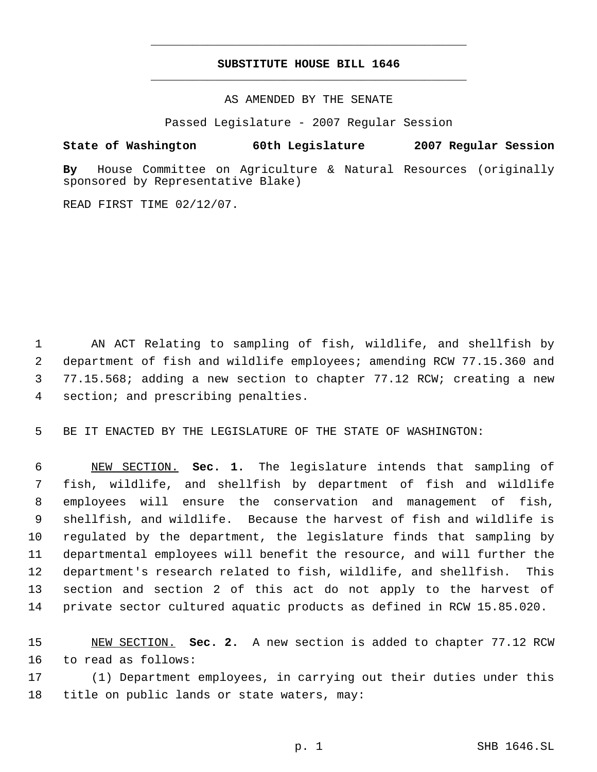# SUBSTITUTE HOUSE BILL 1646

AS AMENDED BY THE SENATE

Passed Legislature - 2007 Regular Session

**State of Washington 60th Legislature 2007 Regular Session**

**By** House Committee on Agriculture & Natural Resources (originally sponsored by Representative Blake)

READ FIRST TIME 02/12/07.

AN ACT Relating to sampling of fish, wildlife, and shellfish by department of fish and wildlife employees; amending RCW 77.15.360 and 77.15.568; adding a new section to chapter 77.12 RCW; creating a new section; and prescribing penalties.

BE IT ENACTED BY THE LEGISLATURE OF THE STATE OF WASHINGTON:

NEW SECTION. **Sec. 1.** The legislature intends that sampling of fish, wildlife, and shellfish by department of fish and wildlife employees will ensure the conservation and management of fish, shellfish, and wildlife. Because the harvest of fish and wildlife is regulated by the department, the legislature finds that sampling by departmental employees will benefit the resource, and will further the department's research related to fish, wildlife, and shellfish. This section and section 2 of this act do not apply to the harvest of private sector cultured aquatic products as defined in RCW 15.85.020.

NEW SECTION. **Sec. 2.** A new section is added to chapter 77.12 RCW to read as follows:

(1) Department employees, in carrying out their duties under this title on public lands or state waters, may: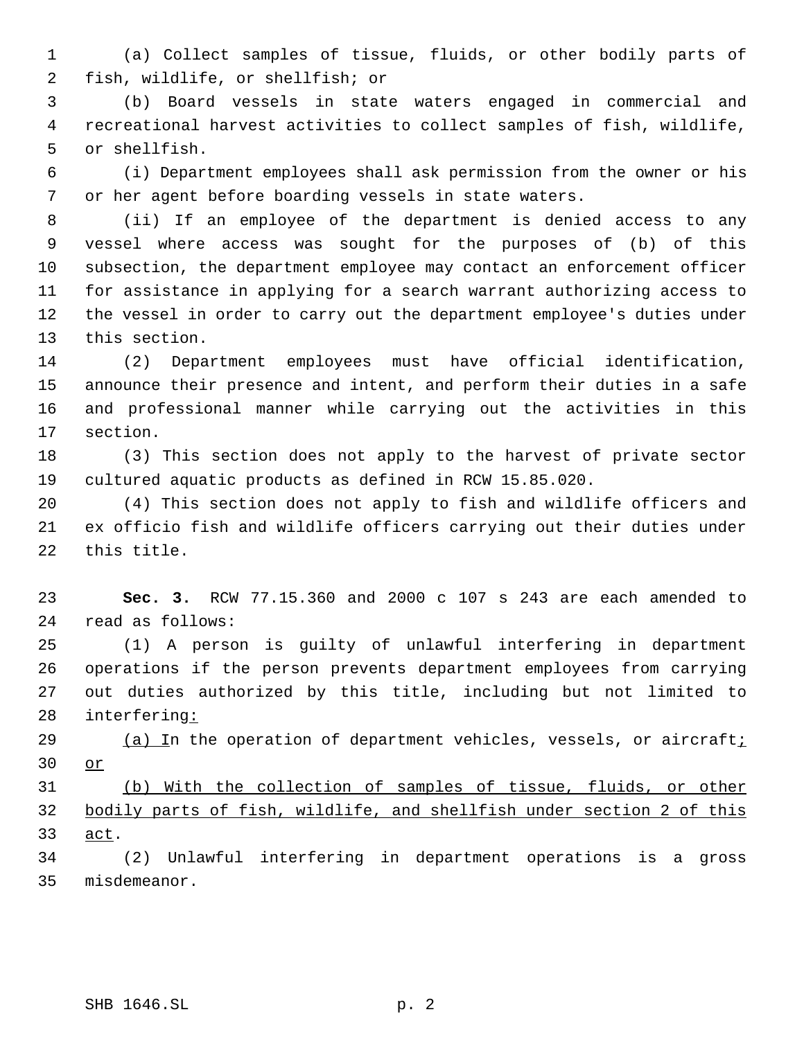(a) Collect samples of tissue, fluids, or other bodily parts of fish, wildlife, or shellfish; or

(b) Board vessels in state waters engaged in commercial and recreational harvest activities to collect samples of fish, wildlife, or shellfish.

(i) Department employees shall ask permission from the owner or his or her agent before boarding vessels in state waters.

(ii) If an employee of the department is denied access to any vessel where access was sought for the purposes of (b) of this subsection, the department employee may contact an enforcement officer for assistance in applying for a search warrant authorizing access to the vessel in order to carry out the department employee's duties under this section.

(2) Department employees must have official identification, announce their presence and intent, and perform their duties in a safe and professional manner while carrying out the activities in this section.

(3) This section does not apply to the harvest of private sector cultured aquatic products as defined in RCW 15.85.020.

(4) This section does not apply to fish and wildlife officers and ex officio fish and wildlife officers carrying out their duties under this title.

**Sec. 3.** RCW 77.15.360 and 2000 c 107 s 243 are each amended to read as follows:

(1) A person is guilty of unlawful interfering in department operations if the person prevents department employees from carrying out duties authorized by this title, including but not limited to interfering<u>:</u>

<u>(a) I</u>n the operation of department vehicles, vessels, or aircraft<u>; or</u>

<u>(b) With the collection of samples of tissue, fluids, or other bodily parts of fish, wildlife, and shellfish under section 2 of this act</u>.

(2) Unlawful interfering in department operations is a gross misdemeanor.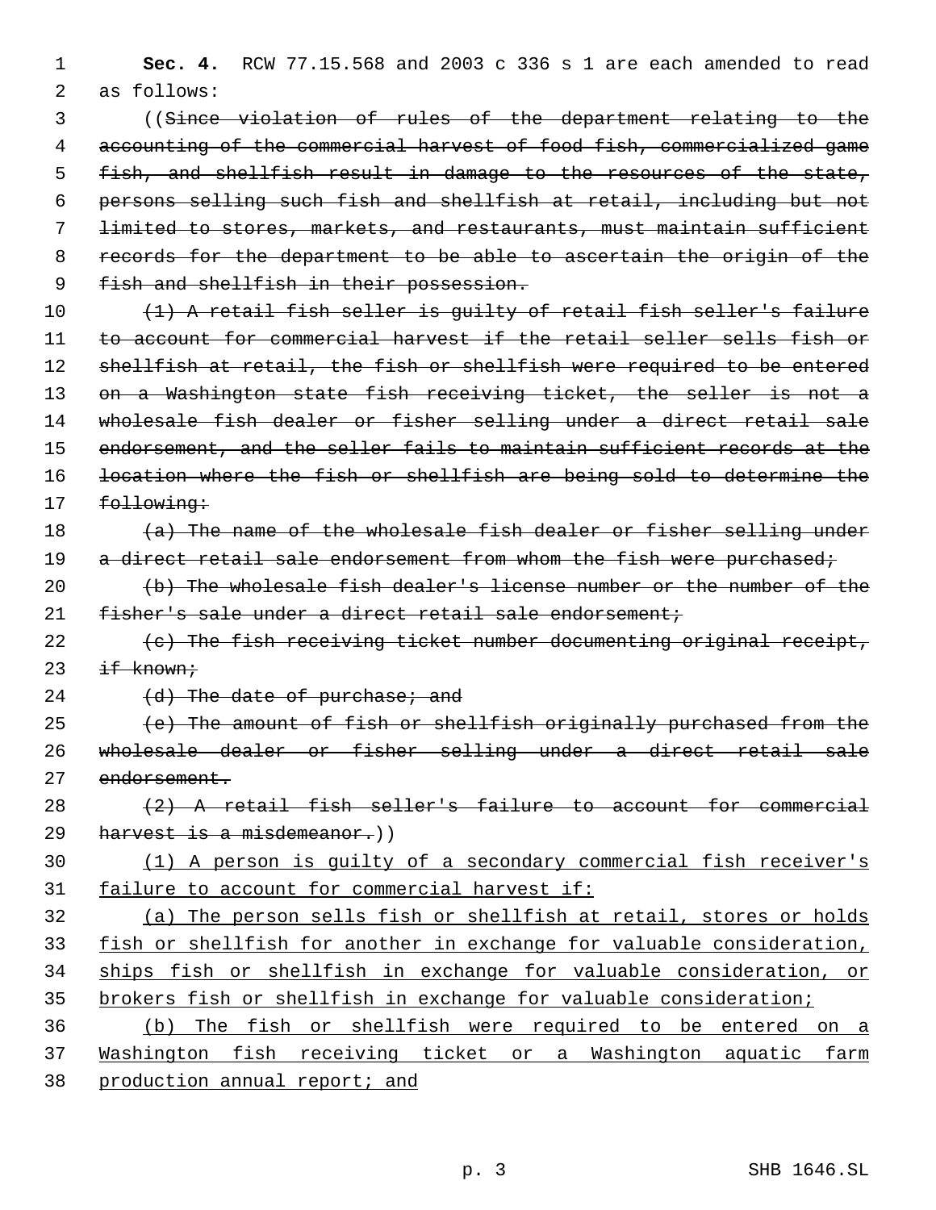**Sec. 4.** RCW 77.15.568 and 2003 c 336 s 1 are each amended to read as follows:

((~~Since violation of rules of the department relating to the accounting of the commercial harvest of food fish, commercialized game fish, and shellfish result in damage to the resources of the state, persons selling such fish and shellfish at retail, including but not limited to stores, markets, and restaurants, must maintain sufficient records for the department to be able to ascertain the origin of the fish and shellfish in their possession.~~

~~(1) A retail fish seller is guilty of retail fish seller's failure to account for commercial harvest if the retail seller sells fish or shellfish at retail, the fish or shellfish were required to be entered on a Washington state fish receiving ticket, the seller is not a wholesale fish dealer or fisher selling under a direct retail sale endorsement, and the seller fails to maintain sufficient records at the location where the fish or shellfish are being sold to determine the following:~~

~~(a) The name of the wholesale fish dealer or fisher selling under a direct retail sale endorsement from whom the fish were purchased;~~

~~(b) The wholesale fish dealer's license number or the number of the fisher's sale under a direct retail sale endorsement;~~

~~(c) The fish receiving ticket number documenting original receipt, if known;~~

~~(d) The date of purchase; and~~

~~(e) The amount of fish or shellfish originally purchased from the wholesale dealer or fisher selling under a direct retail sale endorsement.~~

~~(2) A retail fish seller's failure to account for commercial harvest is a misdemeanor.~~))

<u>(1) A person is guilty of a secondary commercial fish receiver's failure to account for commercial harvest if:</u>

<u>(a) The person sells fish or shellfish at retail, stores or holds fish or shellfish for another in exchange for valuable consideration, ships fish or shellfish in exchange for valuable consideration, or brokers fish or shellfish in exchange for valuable consideration;</u>

<u>(b) The fish or shellfish were required to be entered on a Washington fish receiving ticket or a Washington aquatic farm production annual report; and</u>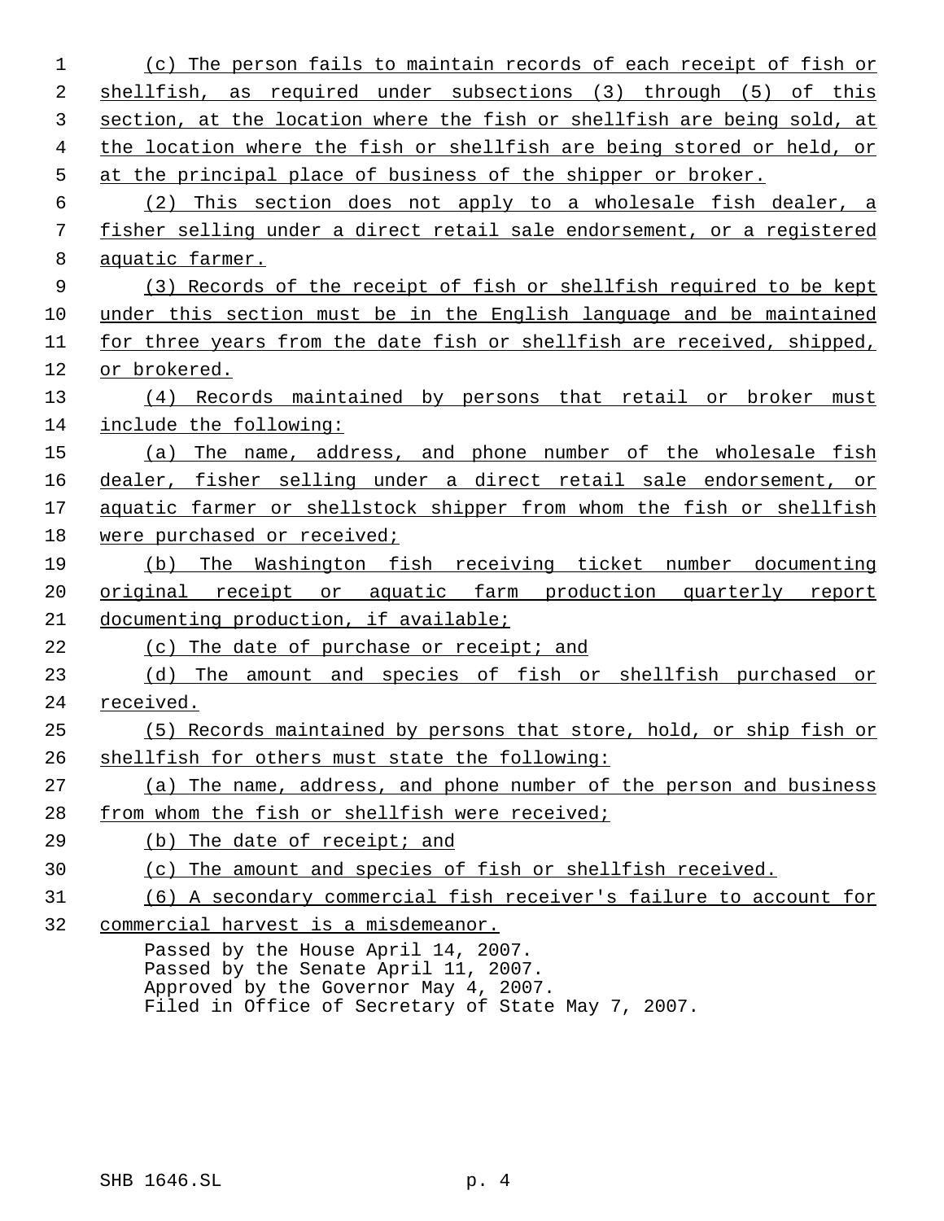(c) The person fails to maintain records of each receipt of fish or shellfish, as required under subsections (3) through (5) of this section, at the location where the fish or shellfish are being sold, at the location where the fish or shellfish are being stored or held, or at the principal place of business of the shipper or broker.

(2) This section does not apply to a wholesale fish dealer, a fisher selling under a direct retail sale endorsement, or a registered aquatic farmer.

(3) Records of the receipt of fish or shellfish required to be kept under this section must be in the English language and be maintained for three years from the date fish or shellfish are received, shipped, or brokered.

(4) Records maintained by persons that retail or broker must include the following:

(a) The name, address, and phone number of the wholesale fish dealer, fisher selling under a direct retail sale endorsement, or aquatic farmer or shellstock shipper from whom the fish or shellfish were purchased or received;

(b) The Washington fish receiving ticket number documenting original receipt or aquatic farm production quarterly report documenting production, if available;

(c) The date of purchase or receipt; and

(d) The amount and species of fish or shellfish purchased or received.

(5) Records maintained by persons that store, hold, or ship fish or shellfish for others must state the following:

(a) The name, address, and phone number of the person and business from whom the fish or shellfish were received;

(b) The date of receipt; and

(c) The amount and species of fish or shellfish received.

(6) A secondary commercial fish receiver's failure to account for commercial harvest is a misdemeanor.

Passed by the House April 14, 2007.
Passed by the Senate April 11, 2007.
Approved by the Governor May 4, 2007.
Filed in Office of Secretary of State May 7, 2007.